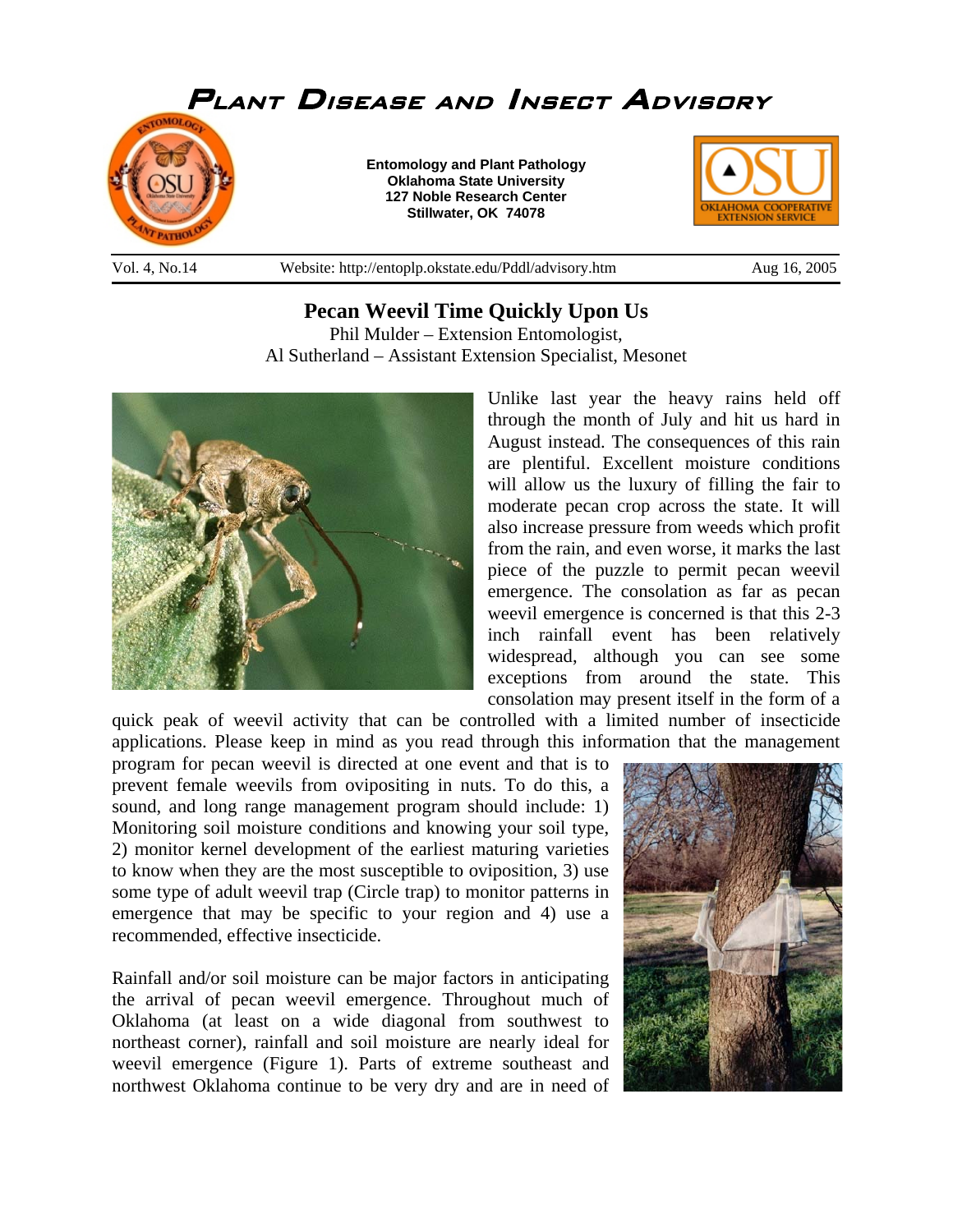# Plant Disease and Insect Advisory

**Entomology and Plant Pathology**
**Oklahoma State University**
**127 Noble Research Center**
**Stillwater, OK 74078**

Vol. 4, No.14 Website: http://entoplp.okstate.edu/Pddl/advisory.htm Aug 16, 2005

## Pecan Weevil Time Quickly Upon Us

Phil Mulder – Extension Entomologist,
Al Sutherland – Assistant Extension Specialist, Mesonet

Unlike last year the heavy rains held off through the month of July and hit us hard in August instead. The consequences of this rain are plentiful. Excellent moisture conditions will allow us the luxury of filling the fair to moderate pecan crop across the state. It will also increase pressure from weeds which profit from the rain, and even worse, it marks the last piece of the puzzle to permit pecan weevil emergence. The consolation as far as pecan weevil emergence is concerned is that this 2-3 inch rainfall event has been relatively widespread, although you can see some exceptions from around the state. This consolation may present itself in the form of a quick peak of weevil activity that can be controlled with a limited number of insecticide applications. Please keep in mind as you read through this information that the management program for pecan weevil is directed at one event and that is to prevent female weevils from ovipositing in nuts. To do this, a sound, and long range management program should include: 1) Monitoring soil moisture conditions and knowing your soil type, 2) monitor kernel development of the earliest maturing varieties to know when they are the most susceptible to oviposition, 3) use some type of adult weevil trap (Circle trap) to monitor patterns in emergence that may be specific to your region and 4) use a recommended, effective insecticide.

Rainfall and/or soil moisture can be major factors in anticipating the arrival of pecan weevil emergence. Throughout much of Oklahoma (at least on a wide diagonal from southwest to northeast corner), rainfall and soil moisture are nearly ideal for weevil emergence (Figure 1). Parts of extreme southeast and northwest Oklahoma continue to be very dry and are in need of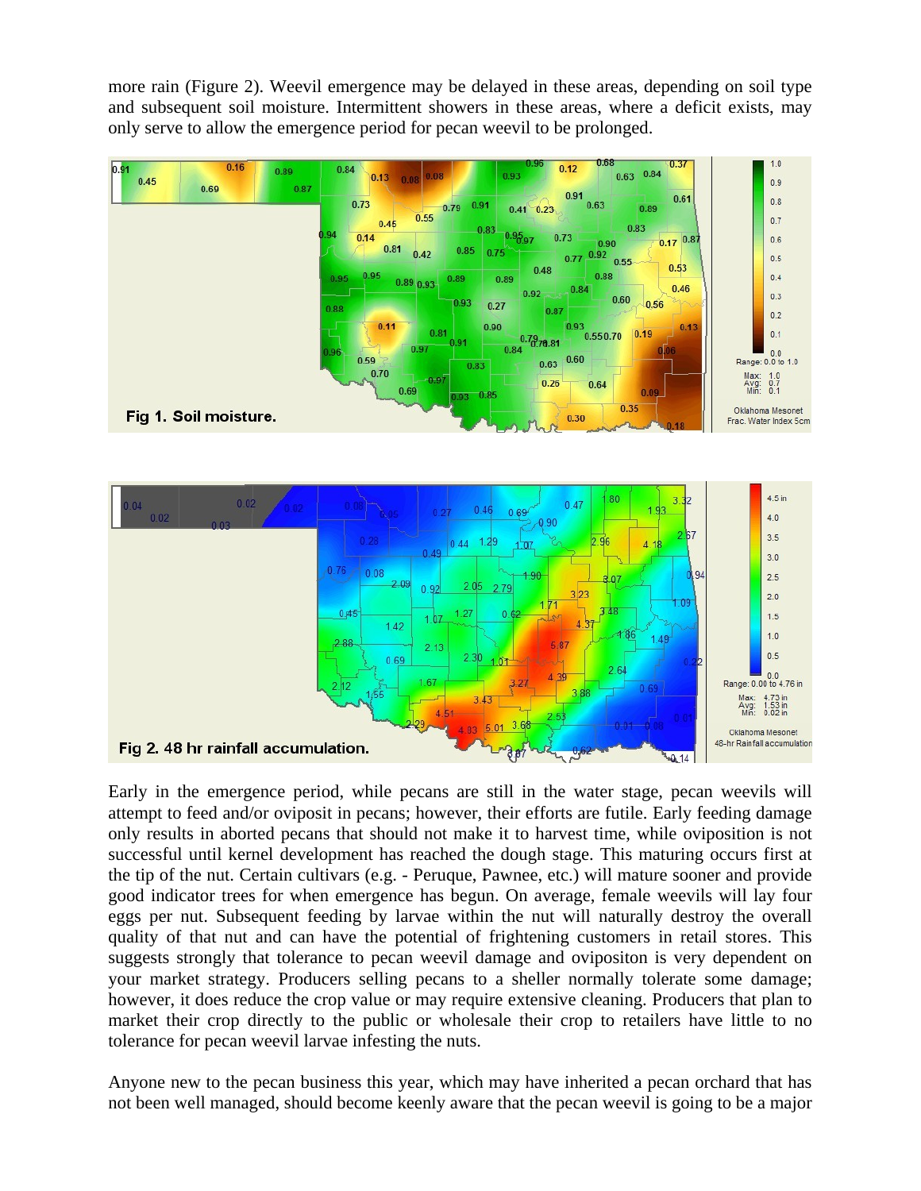more rain (Figure 2). Weevil emergence may be delayed in these areas, depending on soil type and subsequent soil moisture. Intermittent showers in these areas, where a deficit exists, may only serve to allow the emergence period for pecan weevil to be prolonged.

**Fig 1. Soil moisture.**

**Fig 2. 48 hr rainfall accumulation.**

Early in the emergence period, while pecans are still in the water stage, pecan weevils will attempt to feed and/or oviposit in pecans; however, their efforts are futile. Early feeding damage only results in aborted pecans that should not make it to harvest time, while oviposition is not successful until kernel development has reached the dough stage. This maturing occurs first at the tip of the nut. Certain cultivars (e.g. - Peruque, Pawnee, etc.) will mature sooner and provide good indicator trees for when emergence has begun. On average, female weevils will lay four eggs per nut. Subsequent feeding by larvae within the nut will naturally destroy the overall quality of that nut and can have the potential of frightening customers in retail stores. This suggests strongly that tolerance to pecan weevil damage and ovipositon is very dependent on your market strategy. Producers selling pecans to a sheller normally tolerate some damage; however, it does reduce the crop value or may require extensive cleaning. Producers that plan to market their crop directly to the public or wholesale their crop to retailers have little to no tolerance for pecan weevil larvae infesting the nuts.

Anyone new to the pecan business this year, which may have inherited a pecan orchard that has not been well managed, should become keenly aware that the pecan weevil is going to be a major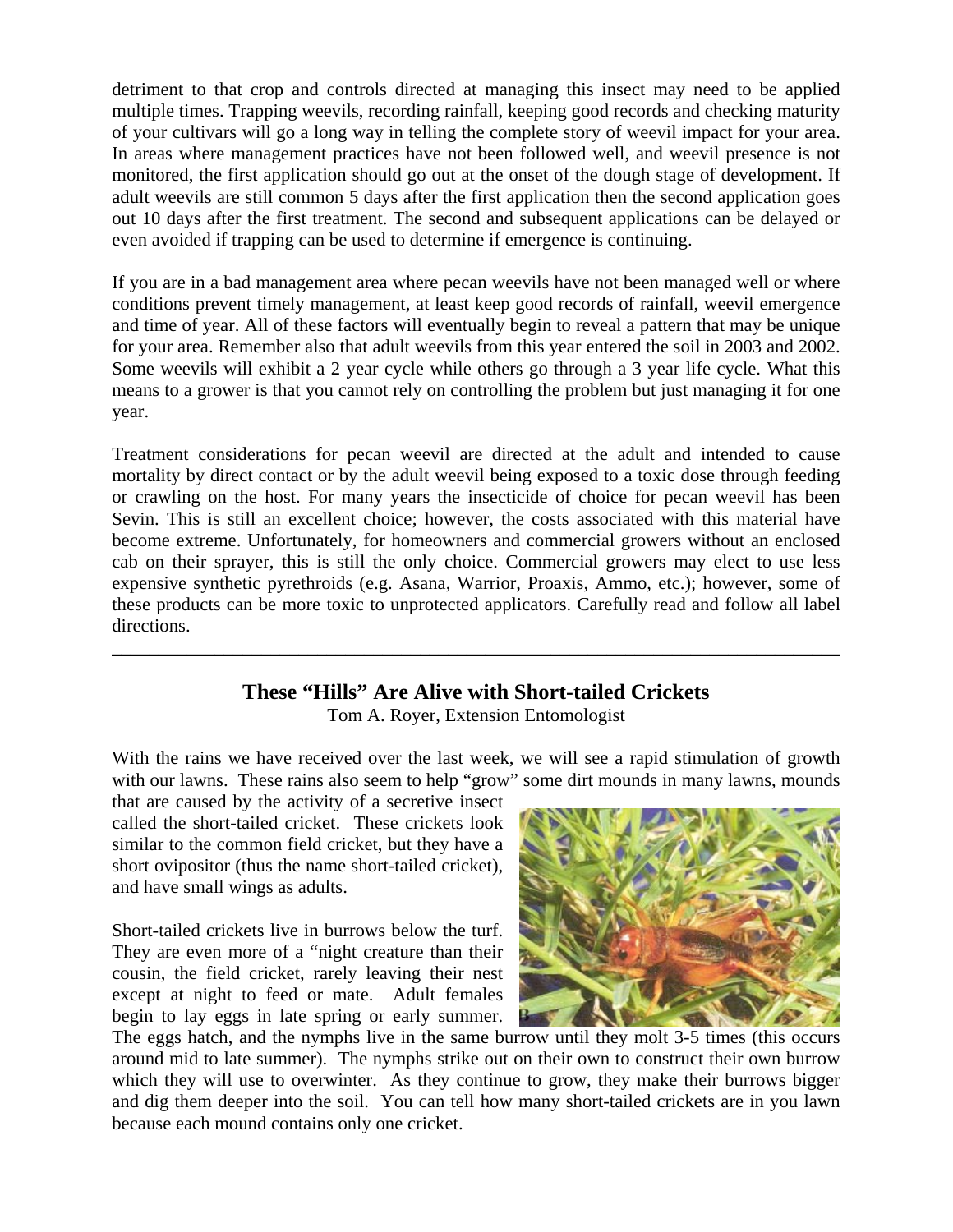detriment to that crop and controls directed at managing this insect may need to be applied multiple times. Trapping weevils, recording rainfall, keeping good records and checking maturity of your cultivars will go a long way in telling the complete story of weevil impact for your area. In areas where management practices have not been followed well, and weevil presence is not monitored, the first application should go out at the onset of the dough stage of development. If adult weevils are still common 5 days after the first application then the second application goes out 10 days after the first treatment. The second and subsequent applications can be delayed or even avoided if trapping can be used to determine if emergence is continuing.

If you are in a bad management area where pecan weevils have not been managed well or where conditions prevent timely management, at least keep good records of rainfall, weevil emergence and time of year. All of these factors will eventually begin to reveal a pattern that may be unique for your area. Remember also that adult weevils from this year entered the soil in 2003 and 2002. Some weevils will exhibit a 2 year cycle while others go through a 3 year life cycle. What this means to a grower is that you cannot rely on controlling the problem but just managing it for one year.

Treatment considerations for pecan weevil are directed at the adult and intended to cause mortality by direct contact or by the adult weevil being exposed to a toxic dose through feeding or crawling on the host. For many years the insecticide of choice for pecan weevil has been Sevin. This is still an excellent choice; however, the costs associated with this material have become extreme. Unfortunately, for homeowners and commercial growers without an enclosed cab on their sprayer, this is still the only choice. Commercial growers may elect to use less expensive synthetic pyrethroids (e.g. Asana, Warrior, Proaxis, Ammo, etc.); however, some of these products can be more toxic to unprotected applicators. Carefully read and follow all label directions.

---

## These "Hills" Are Alive with Short-tailed Crickets

Tom A. Royer, Extension Entomologist

With the rains we have received over the last week, we will see a rapid stimulation of growth with our lawns. These rains also seem to help "grow" some dirt mounds in many lawns, mounds that are caused by the activity of a secretive insect called the short-tailed cricket. These crickets look similar to the common field cricket, but they have a short ovipositor (thus the name short-tailed cricket), and have small wings as adults.

Short-tailed crickets live in burrows below the turf. They are even more of a "night creature than their cousin, the field cricket, rarely leaving their nest except at night to feed or mate. Adult females begin to lay eggs in late spring or early summer. The eggs hatch, and the nymphs live in the same burrow until they molt 3-5 times (this occurs around mid to late summer). The nymphs strike out on their own to construct their own burrow which they will use to overwinter. As they continue to grow, they make their burrows bigger and dig them deeper into the soil. You can tell how many short-tailed crickets are in you lawn because each mound contains only one cricket.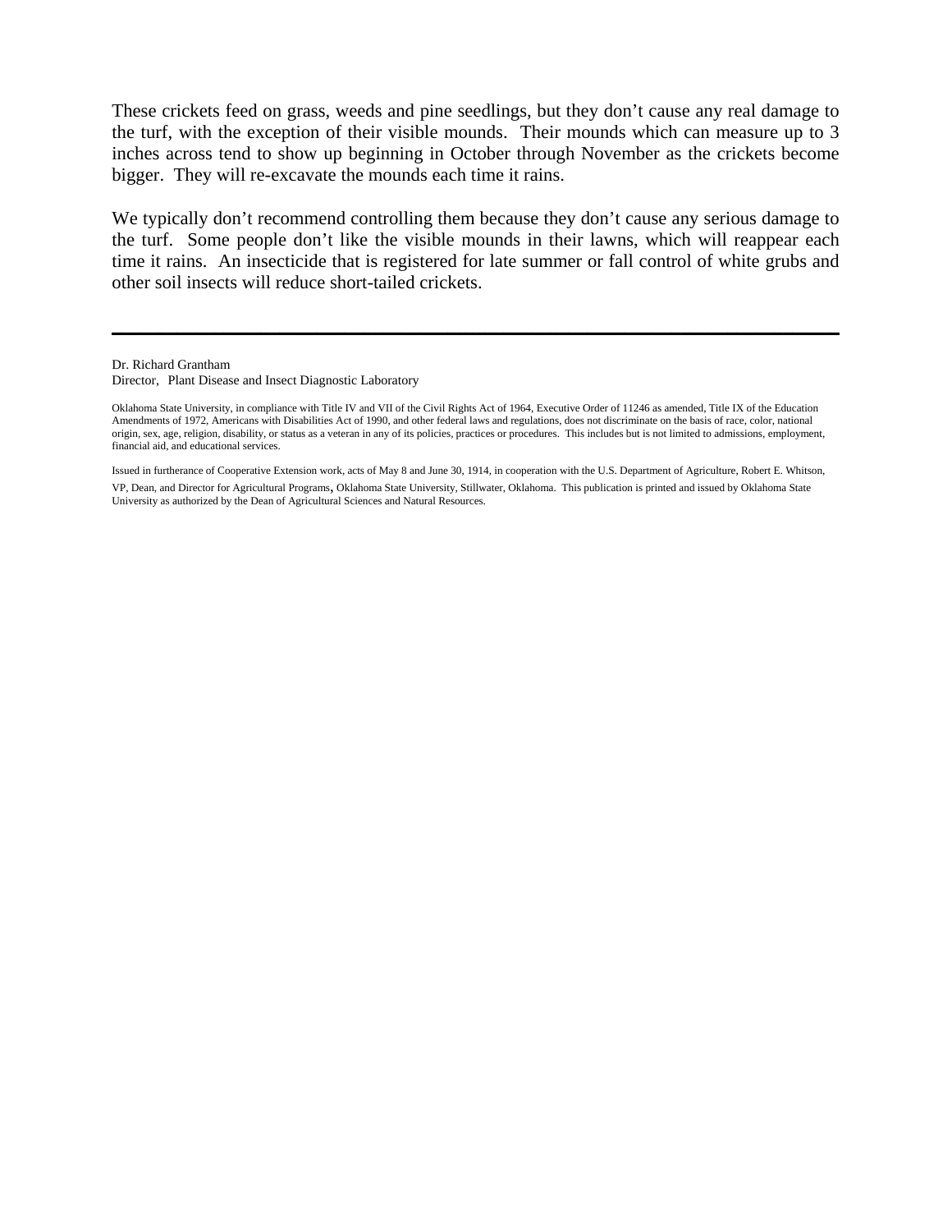These crickets feed on grass, weeds and pine seedlings, but they don't cause any real damage to the turf, with the exception of their visible mounds. Their mounds which can measure up to 3 inches across tend to show up beginning in October through November as the crickets become bigger. They will re-excavate the mounds each time it rains.

We typically don't recommend controlling them because they don't cause any serious damage to the turf. Some people don't like the visible mounds in their lawns, which will reappear each time it rains. An insecticide that is registered for late summer or fall control of white grubs and other soil insects will reduce short-tailed crickets.

---

Dr. Richard Grantham
Director, Plant Disease and Insect Diagnostic Laboratory

Oklahoma State University, in compliance with Title IV and VII of the Civil Rights Act of 1964, Executive Order of 11246 as amended, Title IX of the Education Amendments of 1972, Americans with Disabilities Act of 1990, and other federal laws and regulations, does not discriminate on the basis of race, color, national origin, sex, age, religion, disability, or status as a veteran in any of its policies, practices or procedures. This includes but is not limited to admissions, employment, financial aid, and educational services.

Issued in furtherance of Cooperative Extension work, acts of May 8 and June 30, 1914, in cooperation with the U.S. Department of Agriculture, Robert E. Whitson, VP, Dean, and Director for Agricultural Programs, Oklahoma State University, Stillwater, Oklahoma. This publication is printed and issued by Oklahoma State University as authorized by the Dean of Agricultural Sciences and Natural Resources.